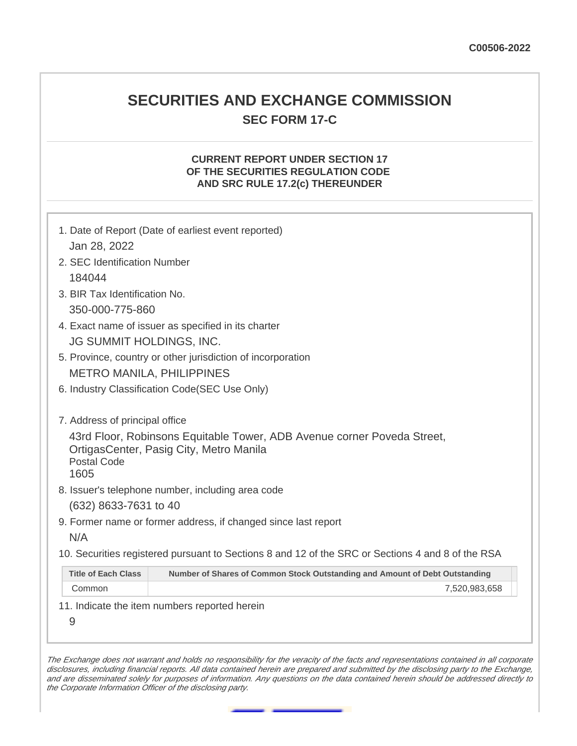C00506-2022

# SECURITIES AND EXCHANGE COMMISSION

## SEC FORM 17-C

### CURRENT REPORT UNDER SECTION 17 OF THE SECURITIES REGULATION CODE AND SRC RULE 17.2(c) THEREUNDER

1. Date of Report (Date of earliest event reported)

   Jan 28, 2022

2. SEC Identification Number

   184044

3. BIR Tax Identification No.

   350-000-775-860

4. Exact name of issuer as specified in its charter

   JG SUMMIT HOLDINGS, INC.

5. Province, country or other jurisdiction of incorporation

   METRO MANILA, PHILIPPINES

6. Industry Classification Code(SEC Use Only)

7. Address of principal office

   43rd Floor, Robinsons Equitable Tower, ADB Avenue corner Poveda Street, OrtigasCenter, Pasig City, Metro Manila

   Postal Code

   1605

8. Issuer's telephone number, including area code

   (632) 8633-7631 to 40

9. Former name or former address, if changed since last report

   N/A

10. Securities registered pursuant to Sections 8 and 12 of the SRC or Sections 4 and 8 of the RSA

| Title of Each Class | Number of Shares of Common Stock Outstanding and Amount of Debt Outstanding |
|---|---|
| Common | 7,520,983,658 |

11. Indicate the item numbers reported herein

   9

*The Exchange does not warrant and holds no responsibility for the veracity of the facts and representations contained in all corporate disclosures, including financial reports. All data contained herein are prepared and submitted by the disclosing party to the Exchange, and are disseminated solely for purposes of information. Any questions on the data contained herein should be addressed directly to the Corporate Information Officer of the disclosing party.*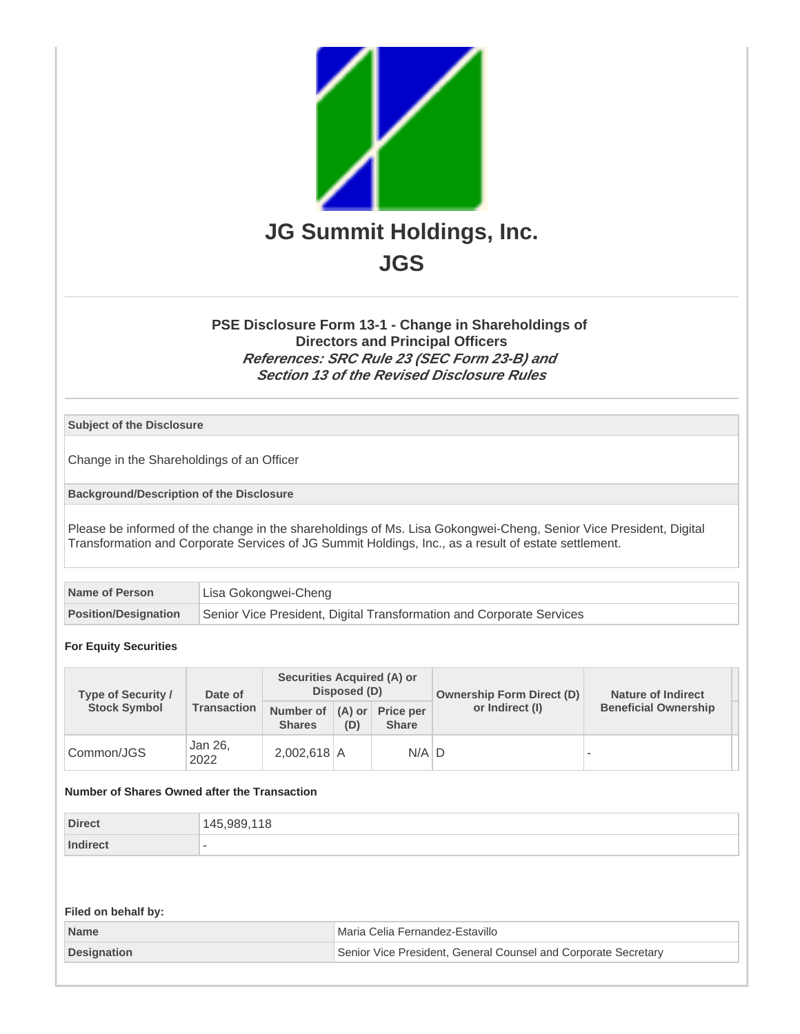# JG Summit Holdings, Inc.

# JGS

### PSE Disclosure Form 13-1 - Change in Shareholdings of Directors and Principal Officers

***References: SRC Rule 23 (SEC Form 23-B) and Section 13 of the Revised Disclosure Rules***

| Subject of the Disclosure |
| --- |
| Change in the Shareholdings of an Officer |

| Background/Description of the Disclosure |
| --- |
| Please be informed of the change in the shareholdings of Ms. Lisa Gokongwei-Cheng, Senior Vice President, Digital Transformation and Corporate Services of JG Summit Holdings, Inc., as a result of estate settlement. |

| | |
| --- | --- |
| **Name of Person** | Lisa Gokongwei-Cheng |
| **Position/Designation** | Senior Vice President, Digital Transformation and Corporate Services |

**For Equity Securities**

| Type of Security / Stock Symbol | Date of Transaction | Securities Acquired (A) or Disposed (D) | | | Ownership Form Direct (D) or Indirect (I) | Nature of Indirect Beneficial Ownership |
| --- | --- | --- | --- | --- | --- | --- |
| | | Number of Shares | (A) or (D) | Price per Share | | |
| Common/JGS | Jan 26, 2022 | 2,002,618 | A | N/A | D | - |

**Number of Shares Owned after the Transaction**

| | |
| --- | --- |
| **Direct** | 145,989,118 |
| **Indirect** | - |

**Filed on behalf by:**

| | |
| --- | --- |
| **Name** | Maria Celia Fernandez-Estavillo |
| **Designation** | Senior Vice President, General Counsel and Corporate Secretary |